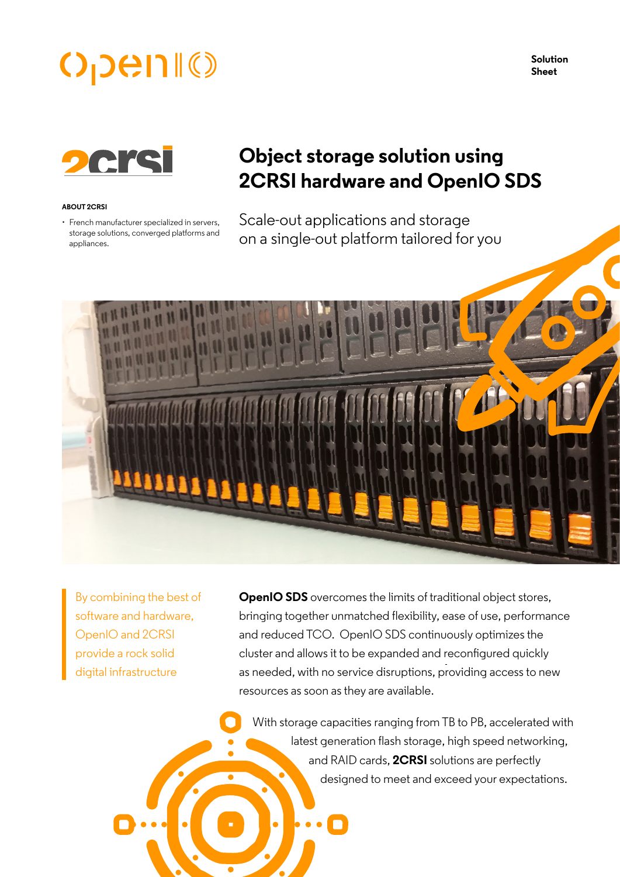Solution Sheet

# Object storage solution using 2CRSI hardware and OpenIO SDS

Scale-out applications and storage
on a single-out platform tailored for you

**ABOUT 2CRSI**

- French manufacturer specialized in servers, storage solutions, converged platforms and appliances.

By combining the best of software and hardware, OpenIO and 2CRSI provide a rock solid digital infrastructure

**OpenIO SDS** overcomes the limits of traditional object stores, bringing together unmatched flexibility, ease of use, performance and reduced TCO. OpenIO SDS continuously optimizes the cluster and allows it to be expanded and reconfigured quickly as needed, with no service disruptions, providing access to new resources as soon as they are available.

With storage capacities ranging from TB to PB, accelerated with latest generation flash storage, high speed networking, and RAID cards, **2CRSI** solutions are perfectly designed to meet and exceed your expectations.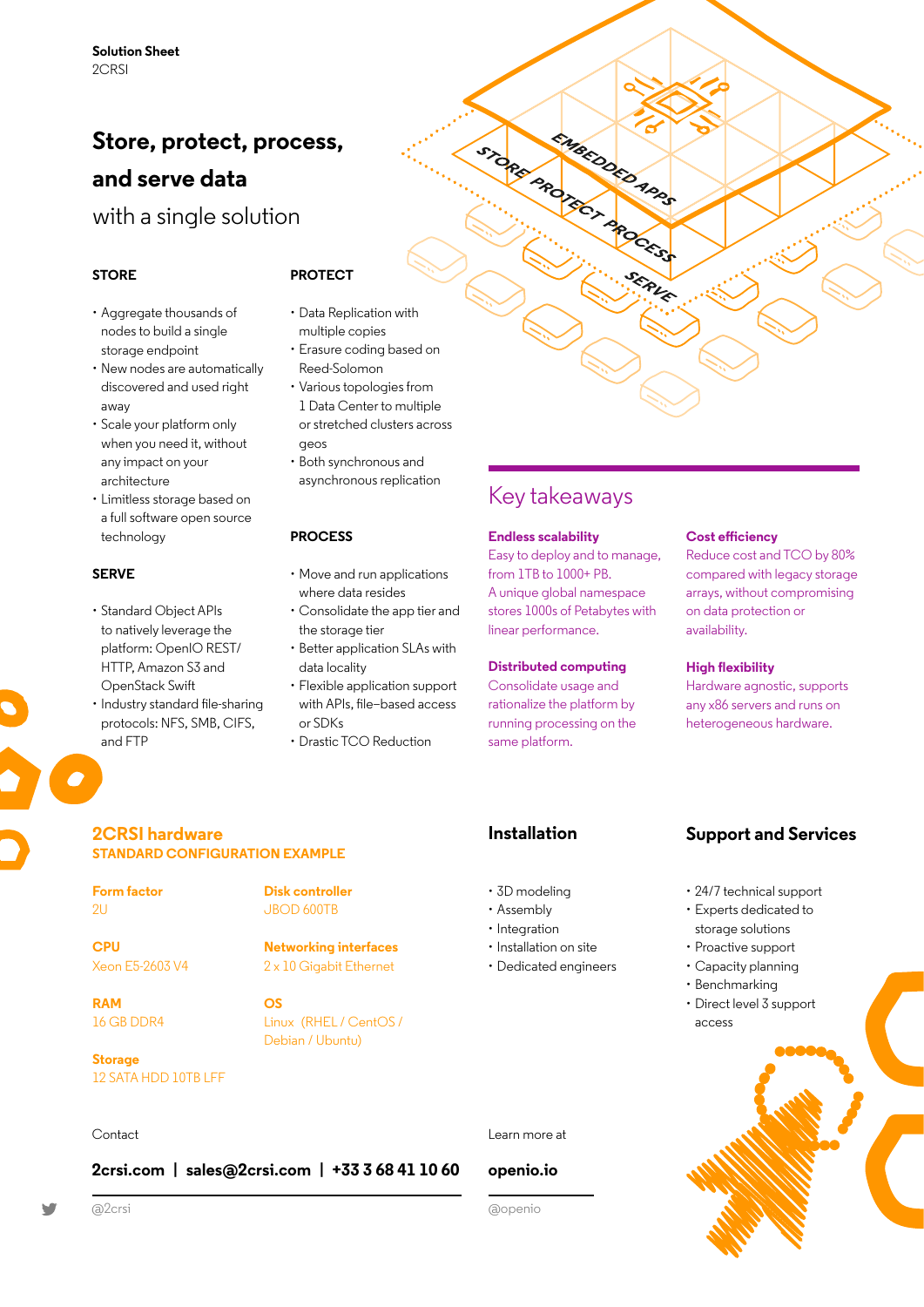**Solution Sheet**
2CRSI

# Store, protect, process, and serve data

## with a single solution

### STORE

- Aggregate thousands of nodes to build a single storage endpoint
- New nodes are automatically discovered and used right away
- Scale your platform only when you need it, without any impact on your architecture
- Limitless storage based on a full software open source technology

### SERVE

- Standard Object APIs to natively leverage the platform: OpenIO REST/HTTP, Amazon S3 and OpenStack Swift
- Industry standard file-sharing protocols: NFS, SMB, CIFS, and FTP

### PROTECT

- Data Replication with multiple copies
- Erasure coding based on Reed-Solomon
- Various topologies from 1 Data Center to multiple or stretched clusters across geos
- Both synchronous and asynchronous replication

### PROCESS

- Move and run applications where data resides
- Consolidate the app tier and the storage tier
- Better application SLAs with data locality
- Flexible application support with APIs, file–based access or SDKs
- Drastic TCO Reduction

STORE PROTECT PROCESS SERVE EMBEDDED APPS

## Key takeaways

**Endless scalability**
Easy to deploy and to manage, from 1TB to 1000+ PB. A unique global namespace stores 1000s of Petabytes with linear performance.

**Cost efficiency**
Reduce cost and TCO by 80% compared with legacy storage arrays, without compromising on data protection or availability.

**Distributed computing**
Consolidate usage and rationalize the platform by running processing on the same platform.

**High flexibility**
Hardware agnostic, supports any x86 servers and runs on heterogeneous hardware.

## 2CRSI hardware

**STANDARD CONFIGURATION EXAMPLE**

**Form factor**
2U

**CPU**
Xeon E5-2603 V4

**RAM**
16 GB DDR4

**Storage**
12 SATA HDD 10TB LFF

**Disk controller**
JBOD 600TB

**Networking interfaces**
2 x 10 Gigabit Ethernet

**OS**
Linux (RHEL / CentOS / Debian / Ubuntu)

## Installation

- 3D modeling
- Assembly
- Integration
- Installation on site
- Dedicated engineers

## Support and Services

- 24/7 technical support
- Experts dedicated to storage solutions
- Proactive support
- Capacity planning
- Benchmarking
- Direct level 3 support access

Contact

**2crsi.com | sales@2crsi.com | +33 3 68 41 10 60**

@2crsi

Learn more at

**openio.io**

@openio